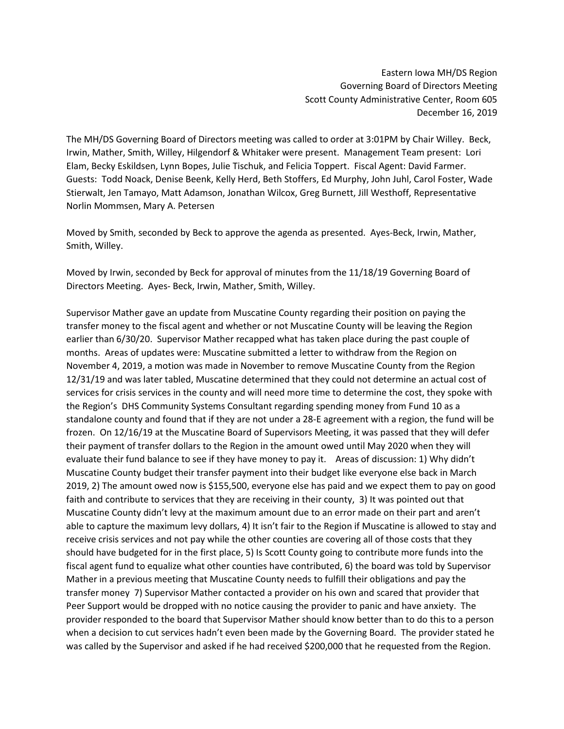Eastern Iowa MH/DS Region
Governing Board of Directors Meeting
Scott County Administrative Center, Room 605
December 16, 2019

The MH/DS Governing Board of Directors meeting was called to order at 3:01PM by Chair Willey. Beck, Irwin, Mather, Smith, Willey, Hilgendorf & Whitaker were present. Management Team present: Lori Elam, Becky Eskildsen, Lynn Bopes, Julie Tischuk, and Felicia Toppert. Fiscal Agent: David Farmer. Guests: Todd Noack, Denise Beenk, Kelly Herd, Beth Stoffers, Ed Murphy, John Juhl, Carol Foster, Wade Stierwalt, Jen Tamayo, Matt Adamson, Jonathan Wilcox, Greg Burnett, Jill Westhoff, Representative Norlin Mommsen, Mary A. Petersen

Moved by Smith, seconded by Beck to approve the agenda as presented. Ayes-Beck, Irwin, Mather, Smith, Willey.

Moved by Irwin, seconded by Beck for approval of minutes from the 11/18/19 Governing Board of Directors Meeting. Ayes- Beck, Irwin, Mather, Smith, Willey.

Supervisor Mather gave an update from Muscatine County regarding their position on paying the transfer money to the fiscal agent and whether or not Muscatine County will be leaving the Region earlier than 6/30/20. Supervisor Mather recapped what has taken place during the past couple of months. Areas of updates were: Muscatine submitted a letter to withdraw from the Region on November 4, 2019, a motion was made in November to remove Muscatine County from the Region 12/31/19 and was later tabled, Muscatine determined that they could not determine an actual cost of services for crisis services in the county and will need more time to determine the cost, they spoke with the Region's DHS Community Systems Consultant regarding spending money from Fund 10 as a standalone county and found that if they are not under a 28-E agreement with a region, the fund will be frozen. On 12/16/19 at the Muscatine Board of Supervisors Meeting, it was passed that they will defer their payment of transfer dollars to the Region in the amount owed until May 2020 when they will evaluate their fund balance to see if they have money to pay it. Areas of discussion: 1) Why didn't Muscatine County budget their transfer payment into their budget like everyone else back in March 2019, 2) The amount owed now is $155,500, everyone else has paid and we expect them to pay on good faith and contribute to services that they are receiving in their county, 3) It was pointed out that Muscatine County didn't levy at the maximum amount due to an error made on their part and aren't able to capture the maximum levy dollars, 4) It isn't fair to the Region if Muscatine is allowed to stay and receive crisis services and not pay while the other counties are covering all of those costs that they should have budgeted for in the first place, 5) Is Scott County going to contribute more funds into the fiscal agent fund to equalize what other counties have contributed, 6) the board was told by Supervisor Mather in a previous meeting that Muscatine County needs to fulfill their obligations and pay the transfer money 7) Supervisor Mather contacted a provider on his own and scared that provider that Peer Support would be dropped with no notice causing the provider to panic and have anxiety. The provider responded to the board that Supervisor Mather should know better than to do this to a person when a decision to cut services hadn't even been made by the Governing Board. The provider stated he was called by the Supervisor and asked if he had received $200,000 that he requested from the Region.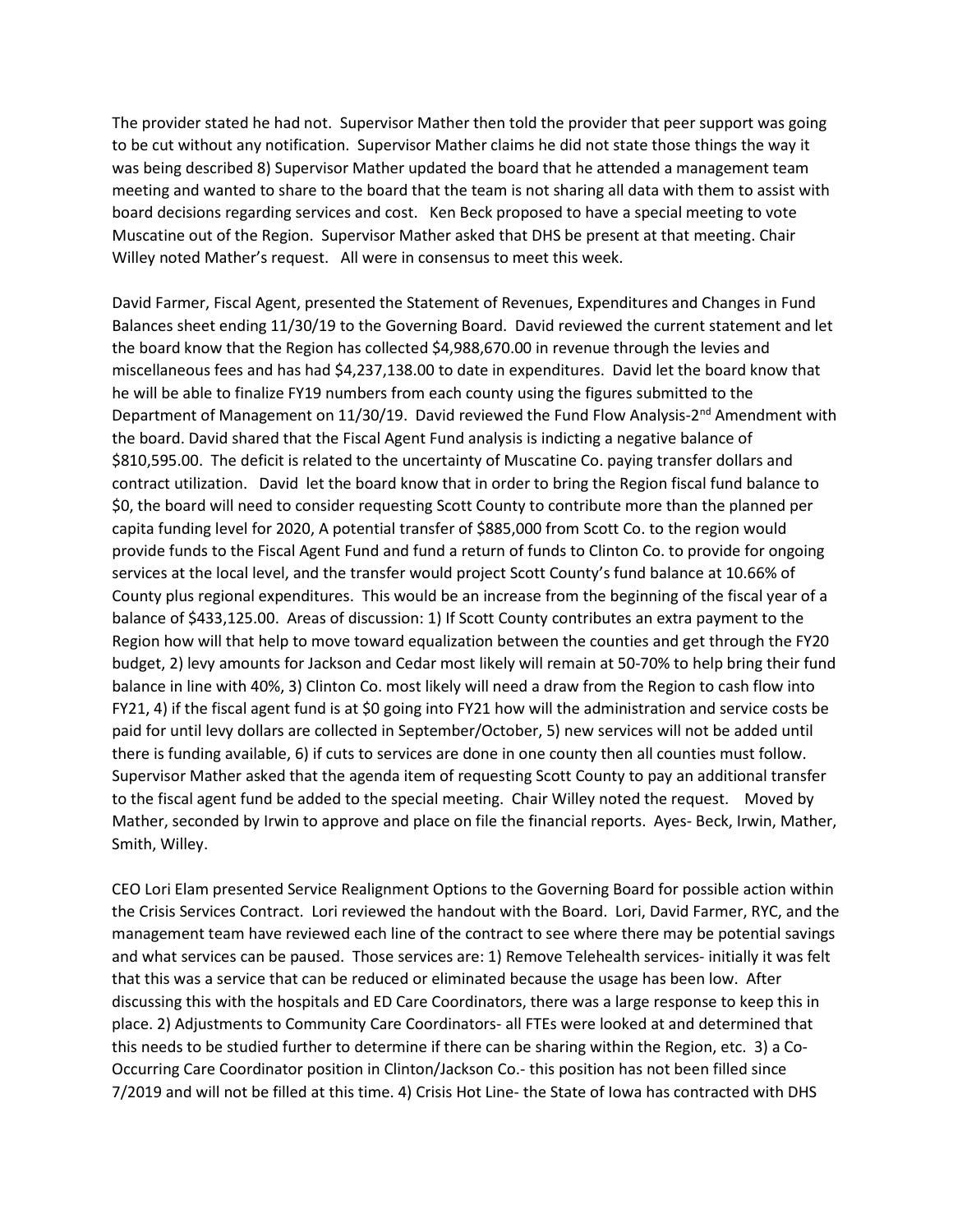The provider stated he had not. Supervisor Mather then told the provider that peer support was going to be cut without any notification. Supervisor Mather claims he did not state those things the way it was being described 8) Supervisor Mather updated the board that he attended a management team meeting and wanted to share to the board that the team is not sharing all data with them to assist with board decisions regarding services and cost. Ken Beck proposed to have a special meeting to vote Muscatine out of the Region. Supervisor Mather asked that DHS be present at that meeting. Chair Willey noted Mather's request. All were in consensus to meet this week.

David Farmer, Fiscal Agent, presented the Statement of Revenues, Expenditures and Changes in Fund Balances sheet ending 11/30/19 to the Governing Board. David reviewed the current statement and let the board know that the Region has collected $4,988,670.00 in revenue through the levies and miscellaneous fees and has had $4,237,138.00 to date in expenditures. David let the board know that he will be able to finalize FY19 numbers from each county using the figures submitted to the Department of Management on 11/30/19. David reviewed the Fund Flow Analysis-2nd Amendment with the board. David shared that the Fiscal Agent Fund analysis is indicting a negative balance of $810,595.00. The deficit is related to the uncertainty of Muscatine Co. paying transfer dollars and contract utilization. David let the board know that in order to bring the Region fiscal fund balance to $0, the board will need to consider requesting Scott County to contribute more than the planned per capita funding level for 2020, A potential transfer of $885,000 from Scott Co. to the region would provide funds to the Fiscal Agent Fund and fund a return of funds to Clinton Co. to provide for ongoing services at the local level, and the transfer would project Scott County's fund balance at 10.66% of County plus regional expenditures. This would be an increase from the beginning of the fiscal year of a balance of $433,125.00. Areas of discussion: 1) If Scott County contributes an extra payment to the Region how will that help to move toward equalization between the counties and get through the FY20 budget, 2) levy amounts for Jackson and Cedar most likely will remain at 50-70% to help bring their fund balance in line with 40%, 3) Clinton Co. most likely will need a draw from the Region to cash flow into FY21, 4) if the fiscal agent fund is at $0 going into FY21 how will the administration and service costs be paid for until levy dollars are collected in September/October, 5) new services will not be added until there is funding available, 6) if cuts to services are done in one county then all counties must follow. Supervisor Mather asked that the agenda item of requesting Scott County to pay an additional transfer to the fiscal agent fund be added to the special meeting. Chair Willey noted the request. Moved by Mather, seconded by Irwin to approve and place on file the financial reports. Ayes- Beck, Irwin, Mather, Smith, Willey.

CEO Lori Elam presented Service Realignment Options to the Governing Board for possible action within the Crisis Services Contract. Lori reviewed the handout with the Board. Lori, David Farmer, RYC, and the management team have reviewed each line of the contract to see where there may be potential savings and what services can be paused. Those services are: 1) Remove Telehealth services- initially it was felt that this was a service that can be reduced or eliminated because the usage has been low. After discussing this with the hospitals and ED Care Coordinators, there was a large response to keep this in place. 2) Adjustments to Community Care Coordinators- all FTEs were looked at and determined that this needs to be studied further to determine if there can be sharing within the Region, etc. 3) a Co-Occurring Care Coordinator position in Clinton/Jackson Co.- this position has not been filled since 7/2019 and will not be filled at this time. 4) Crisis Hot Line- the State of Iowa has contracted with DHS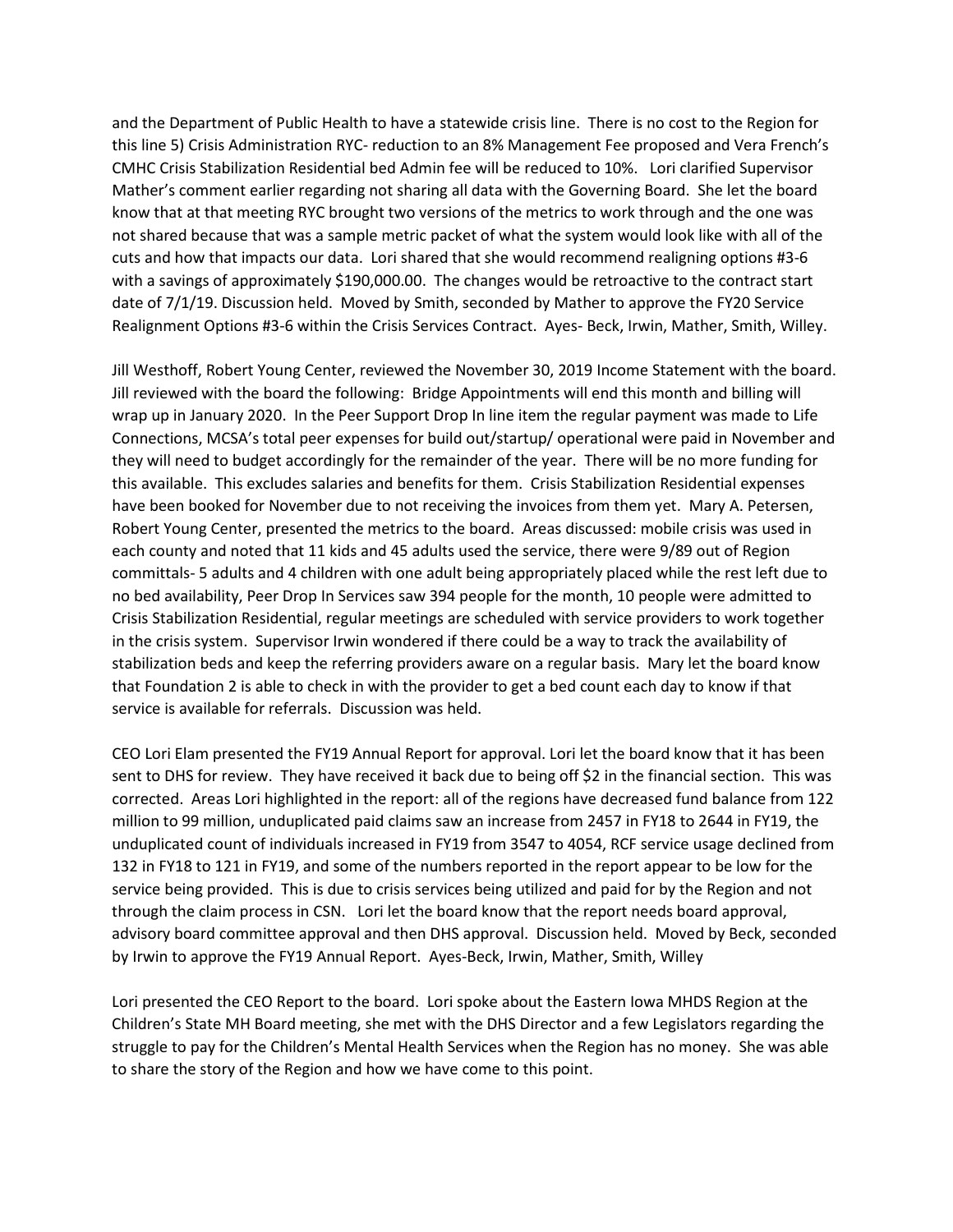and the Department of Public Health to have a statewide crisis line. There is no cost to the Region for this line 5) Crisis Administration RYC- reduction to an 8% Management Fee proposed and Vera French's CMHC Crisis Stabilization Residential bed Admin fee will be reduced to 10%. Lori clarified Supervisor Mather's comment earlier regarding not sharing all data with the Governing Board. She let the board know that at that meeting RYC brought two versions of the metrics to work through and the one was not shared because that was a sample metric packet of what the system would look like with all of the cuts and how that impacts our data. Lori shared that she would recommend realigning options #3-6 with a savings of approximately $190,000.00. The changes would be retroactive to the contract start date of 7/1/19. Discussion held. Moved by Smith, seconded by Mather to approve the FY20 Service Realignment Options #3-6 within the Crisis Services Contract. Ayes- Beck, Irwin, Mather, Smith, Willey.

Jill Westhoff, Robert Young Center, reviewed the November 30, 2019 Income Statement with the board. Jill reviewed with the board the following: Bridge Appointments will end this month and billing will wrap up in January 2020. In the Peer Support Drop In line item the regular payment was made to Life Connections, MCSA's total peer expenses for build out/startup/ operational were paid in November and they will need to budget accordingly for the remainder of the year. There will be no more funding for this available. This excludes salaries and benefits for them. Crisis Stabilization Residential expenses have been booked for November due to not receiving the invoices from them yet. Mary A. Petersen, Robert Young Center, presented the metrics to the board. Areas discussed: mobile crisis was used in each county and noted that 11 kids and 45 adults used the service, there were 9/89 out of Region committals- 5 adults and 4 children with one adult being appropriately placed while the rest left due to no bed availability, Peer Drop In Services saw 394 people for the month, 10 people were admitted to Crisis Stabilization Residential, regular meetings are scheduled with service providers to work together in the crisis system. Supervisor Irwin wondered if there could be a way to track the availability of stabilization beds and keep the referring providers aware on a regular basis. Mary let the board know that Foundation 2 is able to check in with the provider to get a bed count each day to know if that service is available for referrals. Discussion was held.

CEO Lori Elam presented the FY19 Annual Report for approval. Lori let the board know that it has been sent to DHS for review. They have received it back due to being off $2 in the financial section. This was corrected. Areas Lori highlighted in the report: all of the regions have decreased fund balance from 122 million to 99 million, unduplicated paid claims saw an increase from 2457 in FY18 to 2644 in FY19, the unduplicated count of individuals increased in FY19 from 3547 to 4054, RCF service usage declined from 132 in FY18 to 121 in FY19, and some of the numbers reported in the report appear to be low for the service being provided. This is due to crisis services being utilized and paid for by the Region and not through the claim process in CSN. Lori let the board know that the report needs board approval, advisory board committee approval and then DHS approval. Discussion held. Moved by Beck, seconded by Irwin to approve the FY19 Annual Report. Ayes-Beck, Irwin, Mather, Smith, Willey

Lori presented the CEO Report to the board. Lori spoke about the Eastern Iowa MHDS Region at the Children's State MH Board meeting, she met with the DHS Director and a few Legislators regarding the struggle to pay for the Children's Mental Health Services when the Region has no money. She was able to share the story of the Region and how we have come to this point.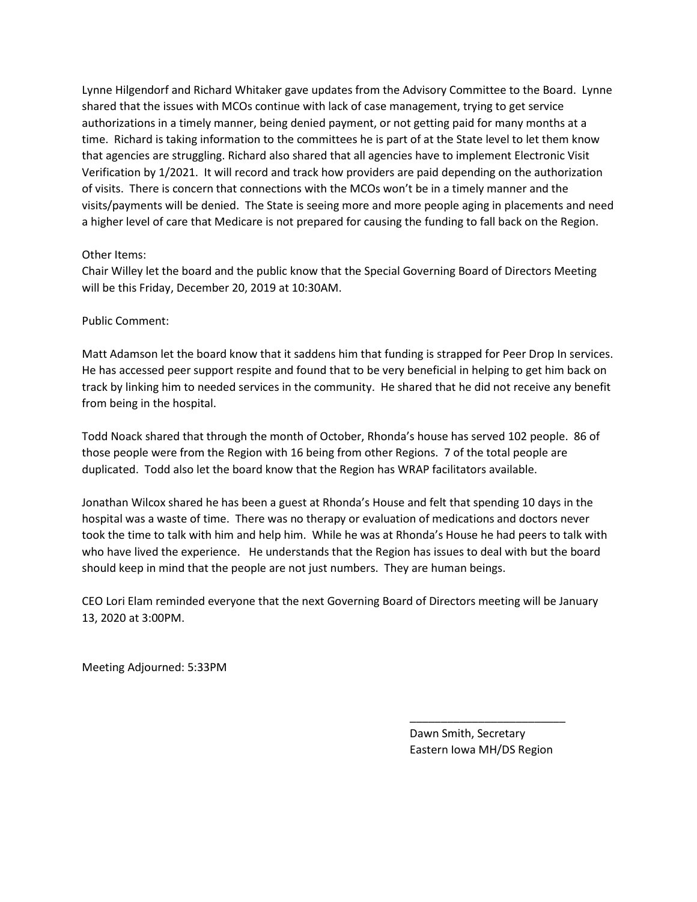Lynne Hilgendorf and Richard Whitaker gave updates from the Advisory Committee to the Board. Lynne shared that the issues with MCOs continue with lack of case management, trying to get service authorizations in a timely manner, being denied payment, or not getting paid for many months at a time. Richard is taking information to the committees he is part of at the State level to let them know that agencies are struggling. Richard also shared that all agencies have to implement Electronic Visit Verification by 1/2021. It will record and track how providers are paid depending on the authorization of visits. There is concern that connections with the MCOs won't be in a timely manner and the visits/payments will be denied. The State is seeing more and more people aging in placements and need a higher level of care that Medicare is not prepared for causing the funding to fall back on the Region.

Other Items:
Chair Willey let the board and the public know that the Special Governing Board of Directors Meeting will be this Friday, December 20, 2019 at 10:30AM.

Public Comment:

Matt Adamson let the board know that it saddens him that funding is strapped for Peer Drop In services. He has accessed peer support respite and found that to be very beneficial in helping to get him back on track by linking him to needed services in the community. He shared that he did not receive any benefit from being in the hospital.

Todd Noack shared that through the month of October, Rhonda's house has served 102 people. 86 of those people were from the Region with 16 being from other Regions. 7 of the total people are duplicated. Todd also let the board know that the Region has WRAP facilitators available.

Jonathan Wilcox shared he has been a guest at Rhonda's House and felt that spending 10 days in the hospital was a waste of time. There was no therapy or evaluation of medications and doctors never took the time to talk with him and help him. While he was at Rhonda's House he had peers to talk with who have lived the experience. He understands that the Region has issues to deal with but the board should keep in mind that the people are not just numbers. They are human beings.

CEO Lori Elam reminded everyone that the next Governing Board of Directors meeting will be January 13, 2020 at 3:00PM.

Meeting Adjourned: 5:33PM

_________________________
Dawn Smith, Secretary
Eastern Iowa MH/DS Region